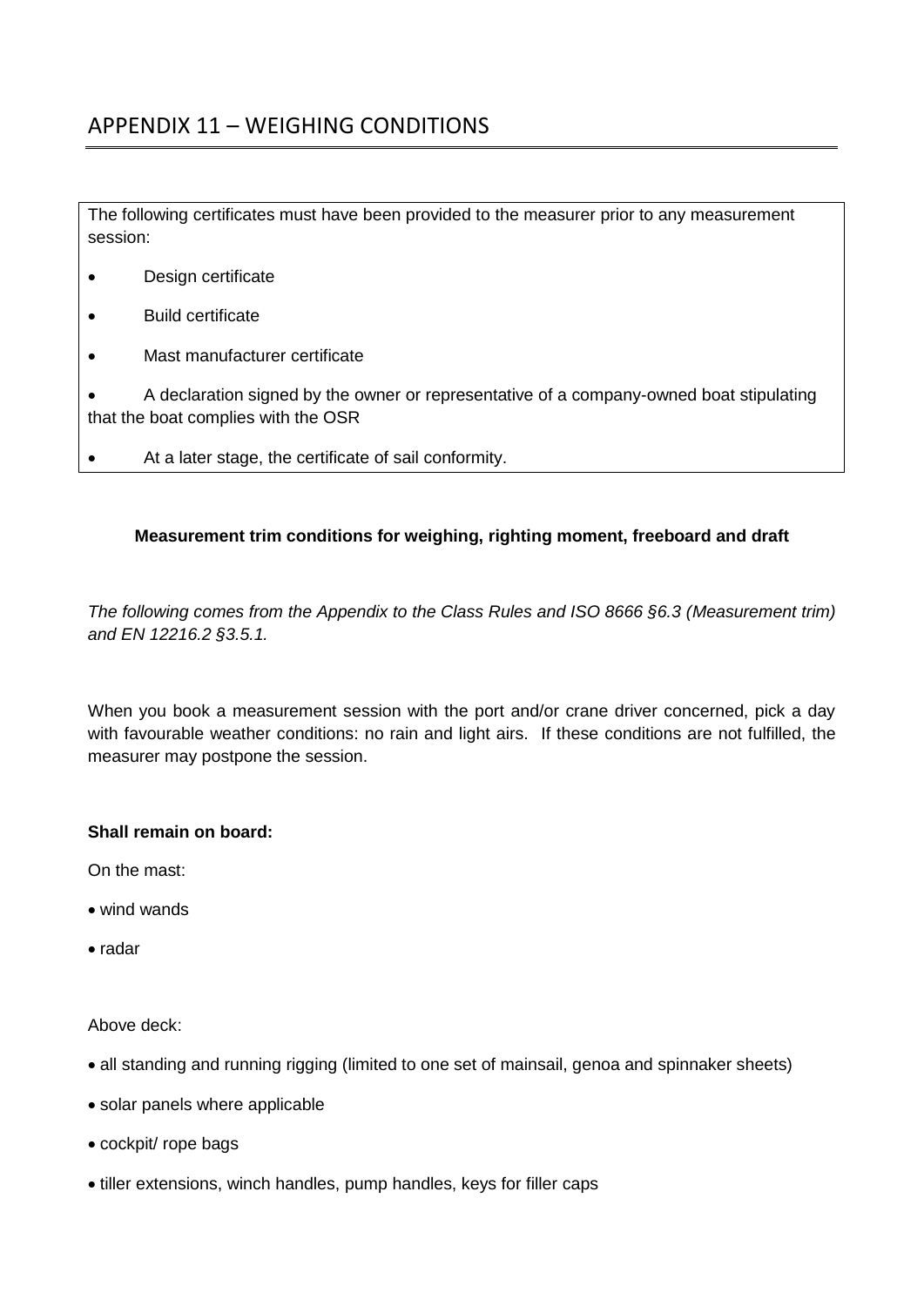# APPENDIX 11 – WEIGHING CONDITIONS

The following certificates must have been provided to the measurer prior to any measurement session:

- Design certificate
- Build certificate
- Mast manufacturer certificate
- A declaration signed by the owner or representative of a company-owned boat stipulating that the boat complies with the OSR
- At a later stage, the certificate of sail conformity.

**Measurement trim conditions for weighing, righting moment, freeboard and draft**

*The following comes from the Appendix to the Class Rules and ISO 8666 §6.3 (Measurement trim) and EN 12216.2 §3.5.1.*

When you book a measurement session with the port and/or crane driver concerned, pick a day with favourable weather conditions: no rain and light airs. If these conditions are not fulfilled, the measurer may postpone the session.

**Shall remain on board:**

On the mast:

- wind wands
- radar

Above deck:

- all standing and running rigging (limited to one set of mainsail, genoa and spinnaker sheets)
- solar panels where applicable
- cockpit/ rope bags
- tiller extensions, winch handles, pump handles, keys for filler caps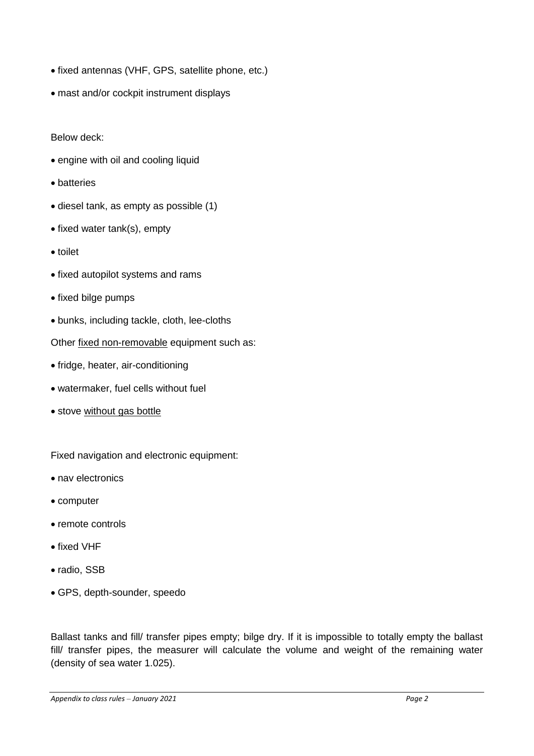- fixed antennas (VHF, GPS, satellite phone, etc.)
- mast and/or cockpit instrument displays

Below deck:

- engine with oil and cooling liquid
- batteries
- diesel tank, as empty as possible (1)
- fixed water tank(s), empty
- toilet
- fixed autopilot systems and rams
- fixed bilge pumps
- bunks, including tackle, cloth, lee-cloths

Other <u>fixed non-removable</u> equipment such as:

- fridge, heater, air-conditioning
- watermaker, fuel cells without fuel
- stove <u>without gas bottle</u>

Fixed navigation and electronic equipment:

- nav electronics
- computer
- remote controls
- fixed VHF
- radio, SSB
- GPS, depth-sounder, speedo

Ballast tanks and fill/ transfer pipes empty; bilge dry. If it is impossible to totally empty the ballast fill/ transfer pipes, the measurer will calculate the volume and weight of the remaining water (density of sea water 1.025).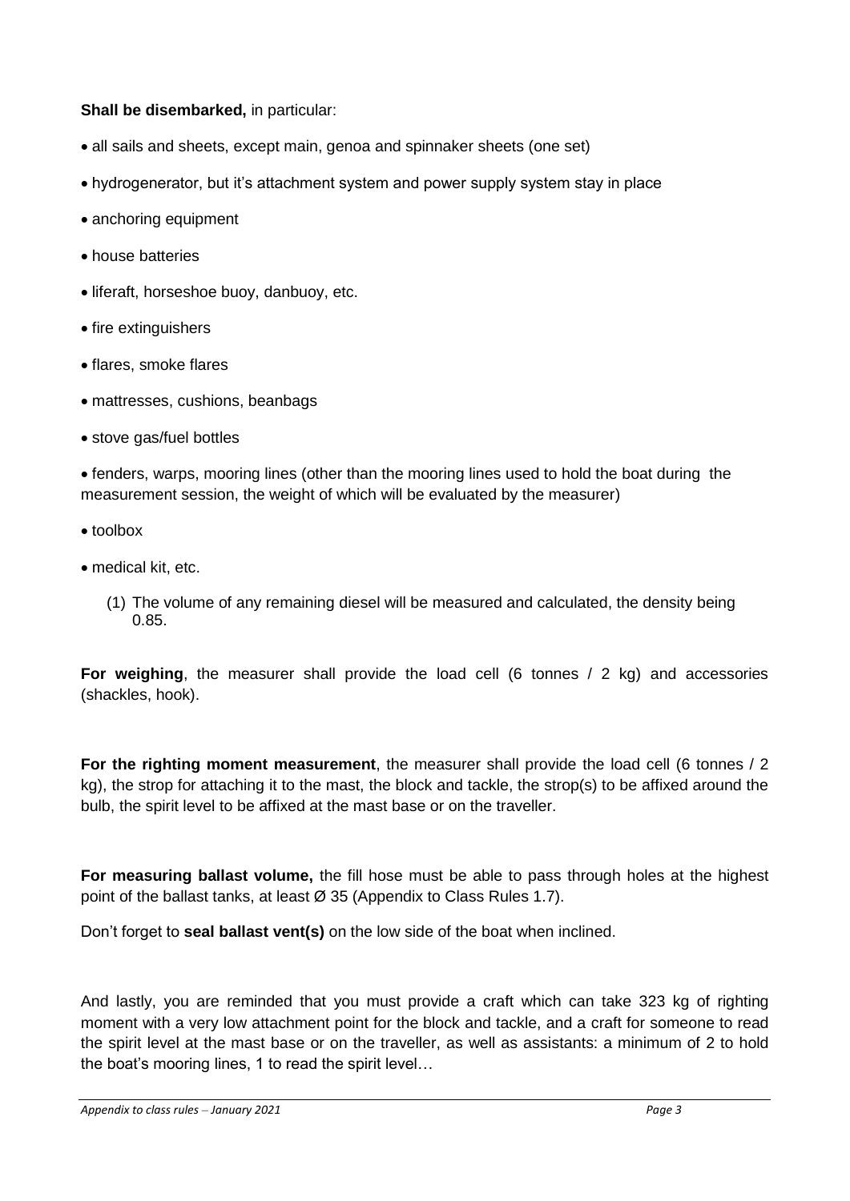**Shall be disembarked,** in particular:

- all sails and sheets, except main, genoa and spinnaker sheets (one set)
- hydrogenerator, but it's attachment system and power supply system stay in place
- anchoring equipment
- house batteries
- liferaft, horseshoe buoy, danbuoy, etc.
- fire extinguishers
- flares, smoke flares
- mattresses, cushions, beanbags
- stove gas/fuel bottles
- fenders, warps, mooring lines (other than the mooring lines used to hold the boat during the measurement session, the weight of which will be evaluated by the measurer)
- toolbox
- medical kit, etc.

(1) The volume of any remaining diesel will be measured and calculated, the density being 0.85.

**For weighing**, the measurer shall provide the load cell (6 tonnes / 2 kg) and accessories (shackles, hook).

**For the righting moment measurement**, the measurer shall provide the load cell (6 tonnes / 2 kg), the strop for attaching it to the mast, the block and tackle, the strop(s) to be affixed around the bulb, the spirit level to be affixed at the mast base or on the traveller.

**For measuring ballast volume,** the fill hose must be able to pass through holes at the highest point of the ballast tanks, at least Ø 35 (Appendix to Class Rules 1.7).

Don't forget to **seal ballast vent(s)** on the low side of the boat when inclined.

And lastly, you are reminded that you must provide a craft which can take 323 kg of righting moment with a very low attachment point for the block and tackle, and a craft for someone to read the spirit level at the mast base or on the traveller, as well as assistants: a minimum of 2 to hold the boat's mooring lines, 1 to read the spirit level…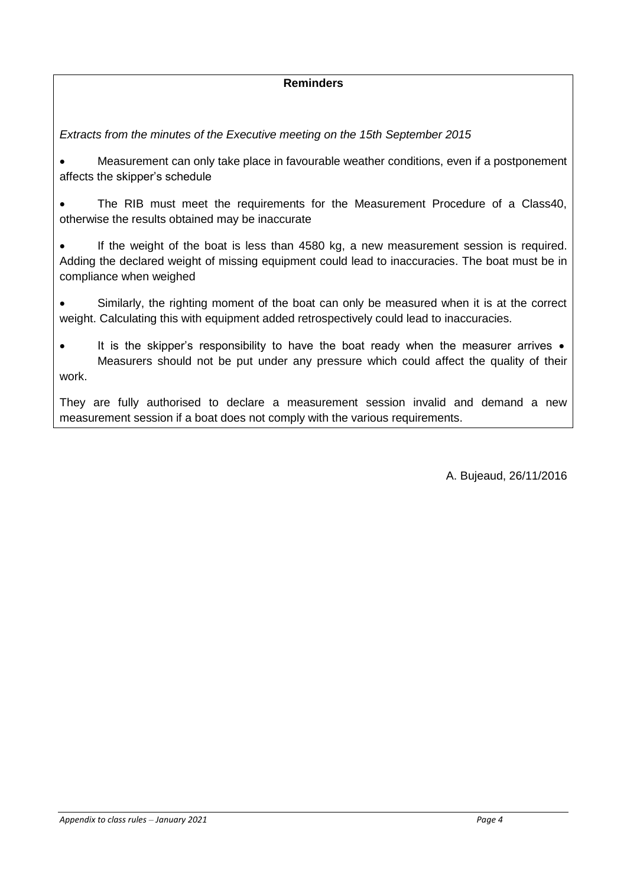**Reminders**

*Extracts from the minutes of the Executive meeting on the 15th September 2015*

- Measurement can only take place in favourable weather conditions, even if a postponement affects the skipper's schedule
- The RIB must meet the requirements for the Measurement Procedure of a Class40, otherwise the results obtained may be inaccurate
- If the weight of the boat is less than 4580 kg, a new measurement session is required. Adding the declared weight of missing equipment could lead to inaccuracies. The boat must be in compliance when weighed
- Similarly, the righting moment of the boat can only be measured when it is at the correct weight. Calculating this with equipment added retrospectively could lead to inaccuracies.
- It is the skipper's responsibility to have the boat ready when the measurer arrives
- Measurers should not be put under any pressure which could affect the quality of their work.

They are fully authorised to declare a measurement session invalid and demand a new measurement session if a boat does not comply with the various requirements.

A. Bujeaud, 26/11/2016